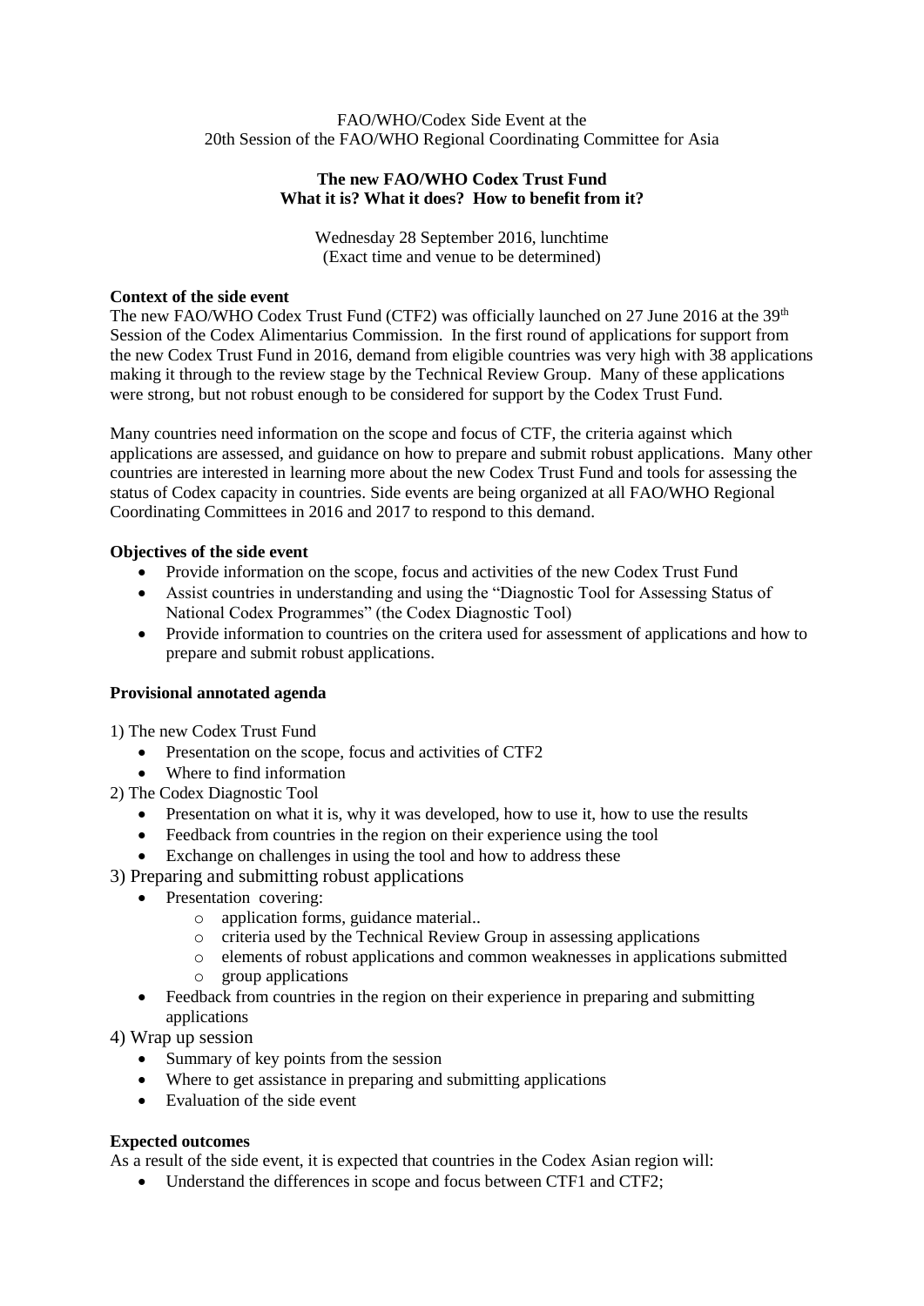FAO/WHO/Codex Side Event at the
20th Session of the FAO/WHO Regional Coordinating Committee for Asia

**The new FAO/WHO Codex Trust Fund**
**What it is? What it does? How to benefit from it?**

Wednesday 28 September 2016, lunchtime
(Exact time and venue to be determined)

**Context of the side event**

The new FAO/WHO Codex Trust Fund (CTF2) was officially launched on 27 June 2016 at the 39th Session of the Codex Alimentarius Commission. In the first round of applications for support from the new Codex Trust Fund in 2016, demand from eligible countries was very high with 38 applications making it through to the review stage by the Technical Review Group. Many of these applications were strong, but not robust enough to be considered for support by the Codex Trust Fund.

Many countries need information on the scope and focus of CTF, the criteria against which applications are assessed, and guidance on how to prepare and submit robust applications. Many other countries are interested in learning more about the new Codex Trust Fund and tools for assessing the status of Codex capacity in countries. Side events are being organized at all FAO/WHO Regional Coordinating Committees in 2016 and 2017 to respond to this demand.

**Objectives of the side event**

- Provide information on the scope, focus and activities of the new Codex Trust Fund
- Assist countries in understanding and using the "Diagnostic Tool for Assessing Status of National Codex Programmes" (the Codex Diagnostic Tool)
- Provide information to countries on the critera used for assessment of applications and how to prepare and submit robust applications.

**Provisional annotated agenda**

1) The new Codex Trust Fund
   - Presentation on the scope, focus and activities of CTF2
   - Where to find information

2) The Codex Diagnostic Tool
   - Presentation on what it is, why it was developed, how to use it, how to use the results
   - Feedback from countries in the region on their experience using the tool
   - Exchange on challenges in using the tool and how to address these

3) Preparing and submitting robust applications
   - Presentation covering:
     - application forms, guidance material..
     - criteria used by the Technical Review Group in assessing applications
     - elements of robust applications and common weaknesses in applications submitted
     - group applications
   - Feedback from countries in the region on their experience in preparing and submitting applications

4) Wrap up session
   - Summary of key points from the session
   - Where to get assistance in preparing and submitting applications
   - Evaluation of the side event

**Expected outcomes**

As a result of the side event, it is expected that countries in the Codex Asian region will:

- Understand the differences in scope and focus between CTF1 and CTF2;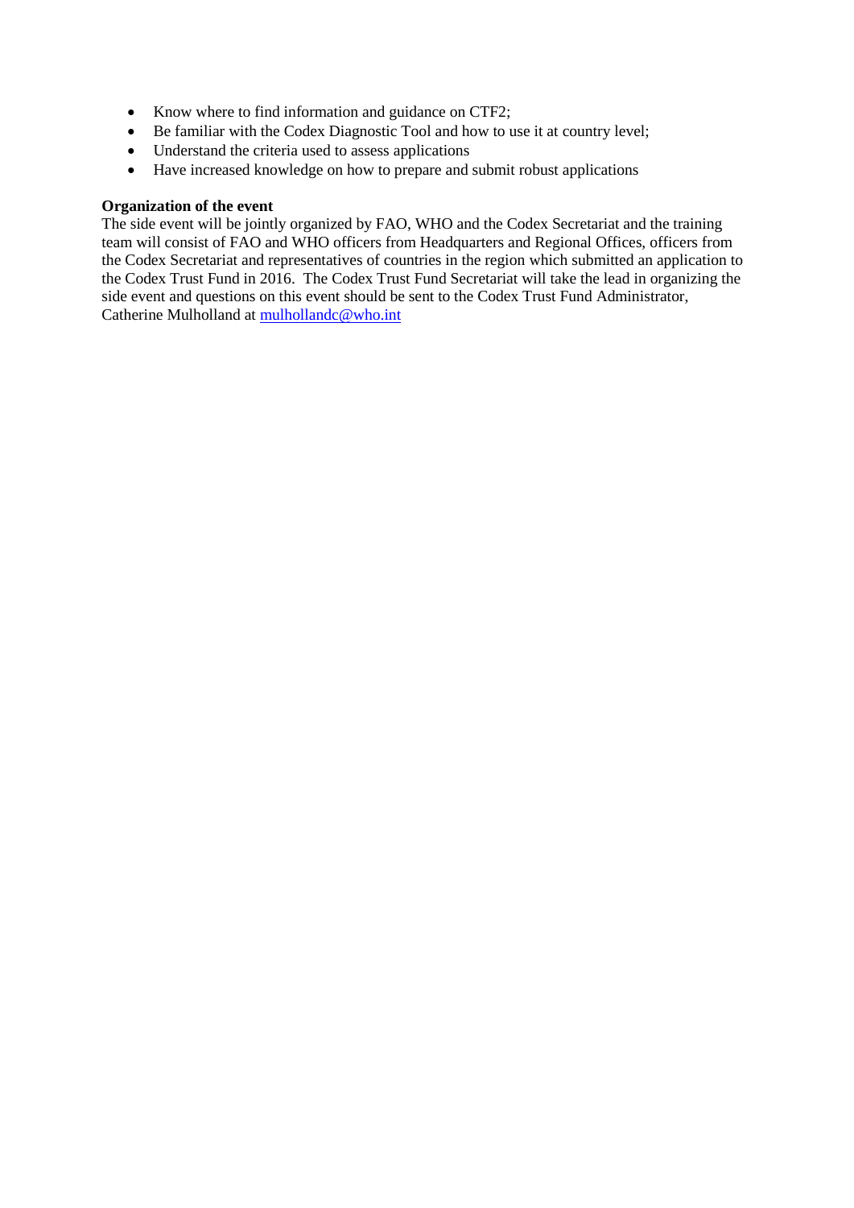- Know where to find information and guidance on CTF2;
- Be familiar with the Codex Diagnostic Tool and how to use it at country level;
- Understand the criteria used to assess applications
- Have increased knowledge on how to prepare and submit robust applications

**Organization of the event**

The side event will be jointly organized by FAO, WHO and the Codex Secretariat and the training team will consist of FAO and WHO officers from Headquarters and Regional Offices, officers from the Codex Secretariat and representatives of countries in the region which submitted an application to the Codex Trust Fund in 2016. The Codex Trust Fund Secretariat will take the lead in organizing the side event and questions on this event should be sent to the Codex Trust Fund Administrator, Catherine Mulholland at mulhollandc@who.int